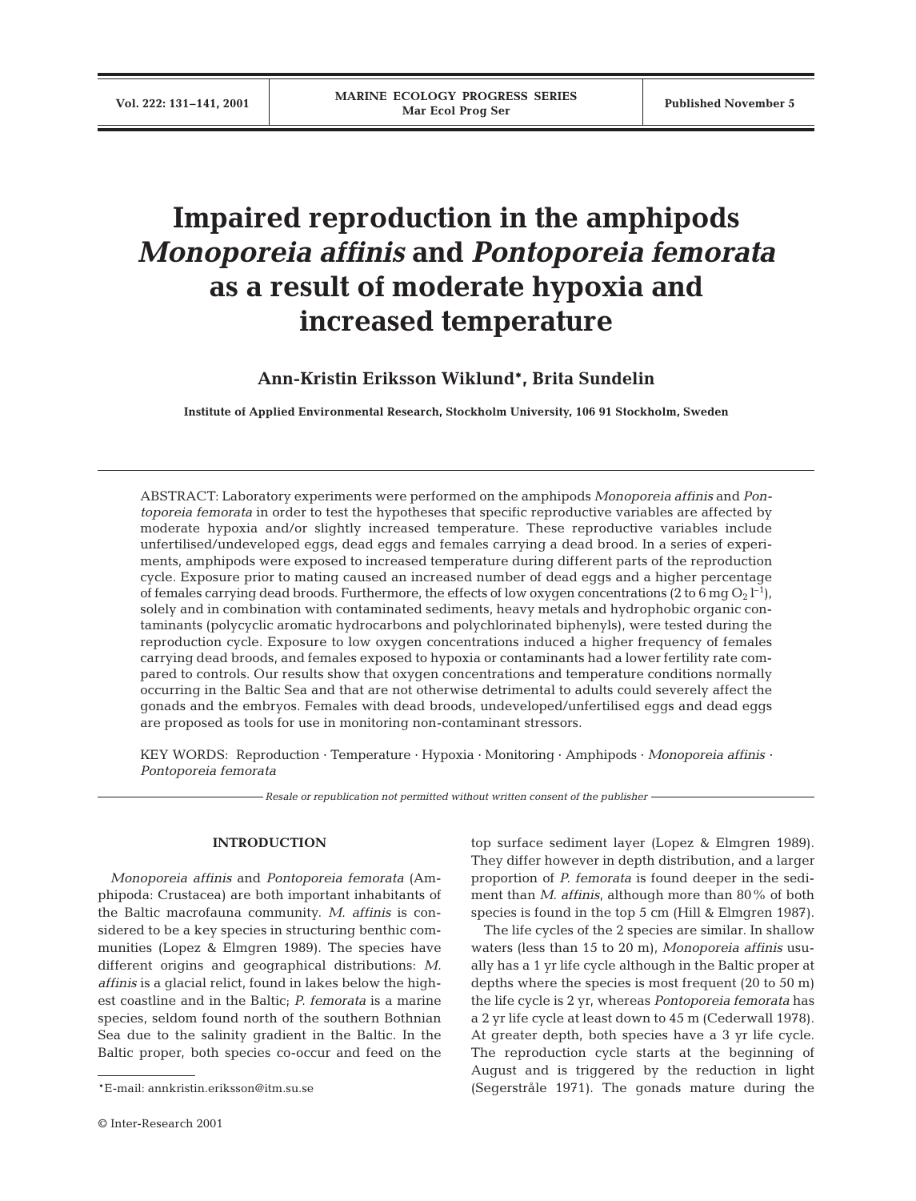# Impaired reproduction in the amphipods *Monoporeia affinis* and *Pontoporeia femorata* as a result of moderate hypoxia and increased temperature

**Ann-Kristin Eriksson Wiklund\*, Brita Sundelin**

**Institute of Applied Environmental Research, Stockholm University, 106 91 Stockholm, Sweden**

ABSTRACT: Laboratory experiments were performed on the amphipods *Monoporeia affinis* and *Pontoporeia femorata* in order to test the hypotheses that specific reproductive variables are affected by moderate hypoxia and/or slightly increased temperature. These reproductive variables include unfertilised/undeveloped eggs, dead eggs and females carrying a dead brood. In a series of experiments, amphipods were exposed to increased temperature during different parts of the reproduction cycle. Exposure prior to mating caused an increased number of dead eggs and a higher percentage of females carrying dead broods. Furthermore, the effects of low oxygen concentrations (2 to 6 mg $O_2$ $l^{-1}$), solely and in combination with contaminated sediments, heavy metals and hydrophobic organic contaminants (polycyclic aromatic hydrocarbons and polychlorinated biphenyls), were tested during the reproduction cycle. Exposure to low oxygen concentrations induced a higher frequency of females carrying dead broods, and females exposed to hypoxia or contaminants had a lower fertility rate compared to controls. Our results show that oxygen concentrations and temperature conditions normally occurring in the Baltic Sea and that are not otherwise detrimental to adults could severely affect the gonads and the embryos. Females with dead broods, undeveloped/unfertilised eggs and dead eggs are proposed as tools for use in monitoring non-contaminant stressors.

KEY WORDS: Reproduction · Temperature · Hypoxia · Monitoring · Amphipods · *Monoporeia affinis* · *Pontoporeia femorata*

*Resale or republication not permitted without written consent of the publisher*

## INTRODUCTION

*Monoporeia affinis* and *Pontoporeia femorata* (Amphipoda: Crustacea) are both important inhabitants of the Baltic macrofauna community. *M. affinis* is considered to be a key species in structuring benthic communities (Lopez & Elmgren 1989). The species have different origins and geographical distributions: *M. affinis* is a glacial relict, found in lakes below the highest coastline and in the Baltic; *P. femorata* is a marine species, seldom found north of the southern Bothnian Sea due to the salinity gradient in the Baltic. In the Baltic proper, both species co-occur and feed on the top surface sediment layer (Lopez & Elmgren 1989). They differ however in depth distribution, and a larger proportion of *P. femorata* is found deeper in the sediment than *M. affinis*, although more than 80% of both species is found in the top 5 cm (Hill & Elmgren 1987).

The life cycles of the 2 species are similar. In shallow waters (less than 15 to 20 m), *Monoporeia affinis* usually has a 1 yr life cycle although in the Baltic proper at depths where the species is most frequent (20 to 50 m) the life cycle is 2 yr, whereas *Pontoporeia femorata* has a 2 yr life cycle at least down to 45 m (Cederwall 1978). At greater depth, both species have a 3 yr life cycle. The reproduction cycle starts at the beginning of August and is triggered by the reduction in light (Segerstråle 1971). The gonads mature during the

\*E-mail: annkristin.eriksson@itm.su.se

© Inter-Research 2001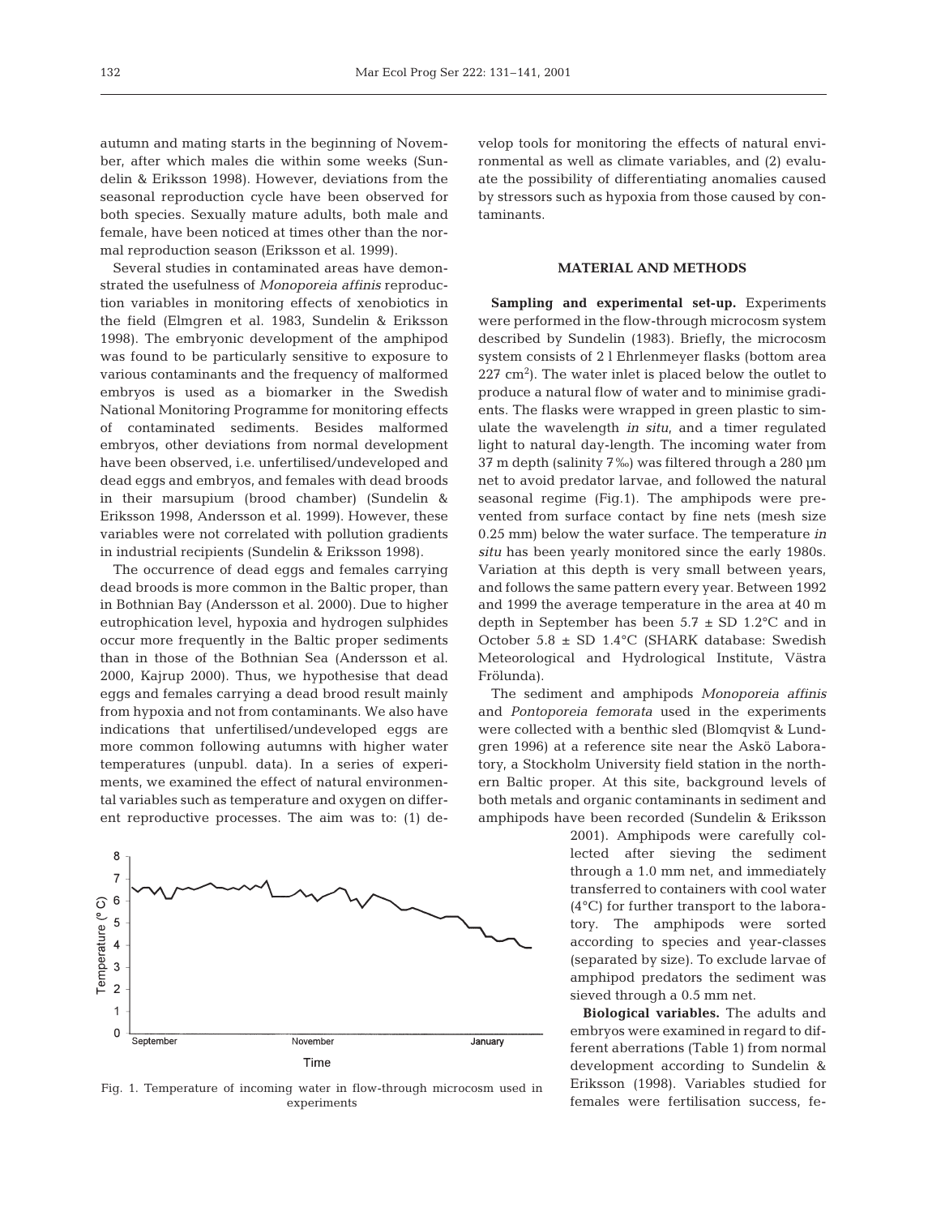autumn and mating starts in the beginning of November, after which males die within some weeks (Sundelin & Eriksson 1998). However, deviations from the seasonal reproduction cycle have been observed for both species. Sexually mature adults, both male and female, have been noticed at times other than the normal reproduction season (Eriksson et al. 1999).

Several studies in contaminated areas have demonstrated the usefulness of *Monoporeia affinis* reproduction variables in monitoring effects of xenobiotics in the field (Elmgren et al. 1983, Sundelin & Eriksson 1998). The embryonic development of the amphipod was found to be particularly sensitive to exposure to various contaminants and the frequency of malformed embryos is used as a biomarker in the Swedish National Monitoring Programme for monitoring effects of contaminated sediments. Besides malformed embryos, other deviations from normal development have been observed, i.e. unfertilised/undeveloped and dead eggs and embryos, and females with dead broods in their marsupium (brood chamber) (Sundelin & Eriksson 1998, Andersson et al. 1999). However, these variables were not correlated with pollution gradients in industrial recipients (Sundelin & Eriksson 1998).

The occurrence of dead eggs and females carrying dead broods is more common in the Baltic proper, than in Bothnian Bay (Andersson et al. 2000). Due to higher eutrophication level, hypoxia and hydrogen sulphides occur more frequently in the Baltic proper sediments than in those of the Bothnian Sea (Andersson et al. 2000, Kajrup 2000). Thus, we hypothesise that dead eggs and females carrying a dead brood result mainly from hypoxia and not from contaminants. We also have indications that unfertilised/undeveloped eggs are more common following autumns with higher water temperatures (unpubl. data). In a series of experiments, we examined the effect of natural environmental variables such as temperature and oxygen on different reproductive processes. The aim was to: (1) develop tools for monitoring the effects of natural environmental as well as climate variables, and (2) evaluate the possibility of differentiating anomalies caused by stressors such as hypoxia from those caused by contaminants.

Fig. 1. Temperature of incoming water in flow-through microcosm used in experiments

## MATERIAL AND METHODS

**Sampling and experimental set-up.** Experiments were performed in the flow-through microcosm system described by Sundelin (1983). Briefly, the microcosm system consists of 2 l Ehrlenmeyer flasks (bottom area 227 $cm^2$). The water inlet is placed below the outlet to produce a natural flow of water and to minimise gradients. The flasks were wrapped in green plastic to simulate the wavelength *in situ*, and a timer regulated light to natural day-length. The incoming water from 37 m depth (salinity 7‰) was filtered through a 280 µm net to avoid predator larvae, and followed the natural seasonal regime (Fig.1). The amphipods were prevented from surface contact by fine nets (mesh size 0.25 mm) below the water surface. The temperature *in situ* has been yearly monitored since the early 1980s. Variation at this depth is very small between years, and follows the same pattern every year. Between 1992 and 1999 the average temperature in the area at 40 m depth in September has been 5.7 ± SD 1.2°C and in October 5.8 ± SD 1.4°C (SHARK database: Swedish Meteorological and Hydrological Institute, Västra Frölunda).

The sediment and amphipods *Monoporeia affinis* and *Pontoporeia femorata* used in the experiments were collected with a benthic sled (Blomqvist & Lundgren 1996) at a reference site near the Askö Laboratory, a Stockholm University field station in the northern Baltic proper. At this site, background levels of both metals and organic contaminants in sediment and amphipods have been recorded (Sundelin & Eriksson 2001). Amphipods were carefully collected after sieving the sediment through a 1.0 mm net, and immediately transferred to containers with cool water (4°C) for further transport to the laboratory. The amphipods were sorted according to species and year-classes (separated by size). To exclude larvae of amphipod predators the sediment was sieved through a 0.5 mm net.

**Biological variables.** The adults and embryos were examined in regard to different aberrations (Table 1) from normal development according to Sundelin & Eriksson (1998). Variables studied for females were fertilisation success, fe-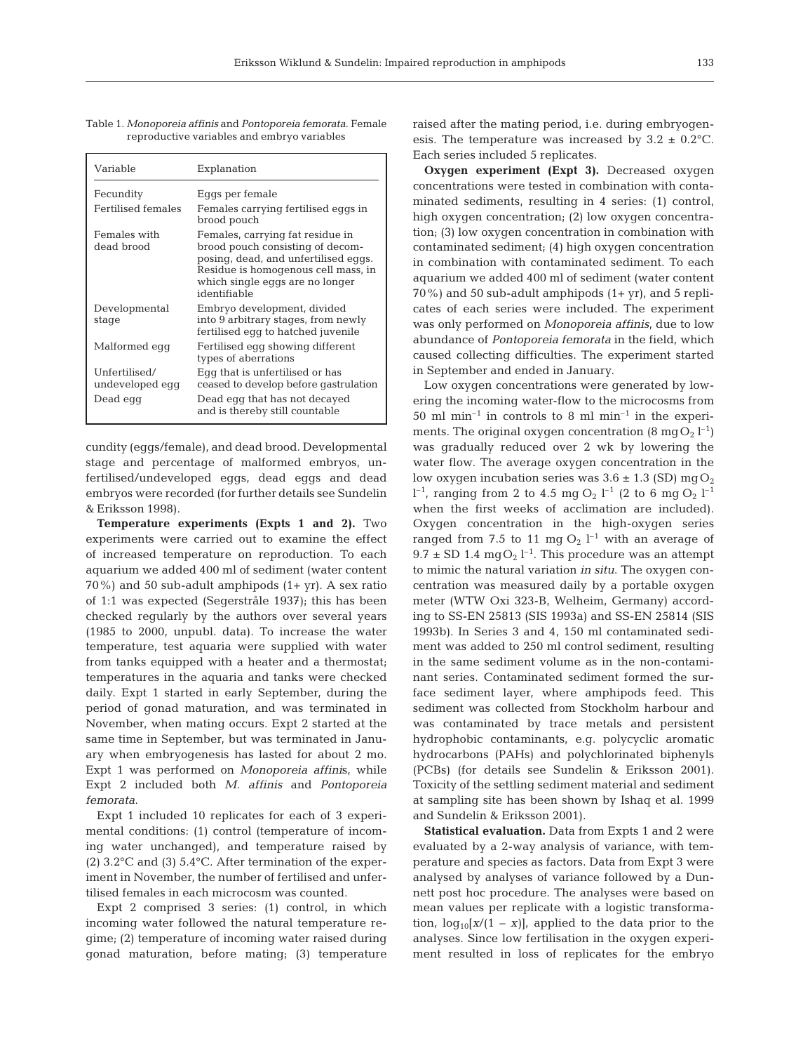Table 1. *Monoporeia affinis* and *Pontoporeia femorata*. Female reproductive variables and embryo variables

| Variable | Explanation |
|---|---|
| Fecundity | Eggs per female |
| Fertilised females | Females carrying fertilised eggs in brood pouch |
| Females with dead brood | Females, carrying fat residue in brood pouch consisting of decomposing, dead, and unfertilised eggs. Residue is homogenous cell mass, in which single eggs are no longer identifiable |
| Developmental stage | Embryo development, divided into 9 arbitrary stages, from newly fertilised egg to hatched juvenile |
| Malformed egg | Fertilised egg showing different types of aberrations |
| Unfertilised/ undeveloped egg | Egg that is unfertilised or has ceased to develop before gastrulation |
| Dead egg | Dead egg that has not decayed and is thereby still countable |

cundity (eggs/female), and dead brood. Developmental stage and percentage of malformed embryos, unfertilised/undeveloped eggs, dead eggs and dead embryos were recorded (for further details see Sundelin & Eriksson 1998).

**Temperature experiments (Expts 1 and 2).** Two experiments were carried out to examine the effect of increased temperature on reproduction. To each aquarium we added 400 ml of sediment (water content 70%) and 50 sub-adult amphipods (1+ yr). A sex ratio of 1:1 was expected (Segerstråle 1937); this has been checked regularly by the authors over several years (1985 to 2000, unpubl. data). To increase the water temperature, test aquaria were supplied with water from tanks equipped with a heater and a thermostat; temperatures in the aquaria and tanks were checked daily. Expt 1 started in early September, during the period of gonad maturation, and was terminated in November, when mating occurs. Expt 2 started at the same time in September, but was terminated in January when embryogenesis has lasted for about 2 mo. Expt 1 was performed on *Monoporeia affinis*, while Expt 2 included both *M. affinis* and *Pontoporeia femorata*.

Expt 1 included 10 replicates for each of 3 experimental conditions: (1) control (temperature of incoming water unchanged), and temperature raised by (2) 3.2°C and (3) 5.4°C. After termination of the experiment in November, the number of fertilised and unfertilised females in each microcosm was counted.

Expt 2 comprised 3 series: (1) control, in which incoming water followed the natural temperature regime; (2) temperature of incoming water raised during gonad maturation, before mating; (3) temperature raised after the mating period, i.e. during embryogenesis. The temperature was increased by 3.2 ± 0.2°C. Each series included 5 replicates.

**Oxygen experiment (Expt 3).** Decreased oxygen concentrations were tested in combination with contaminated sediments, resulting in 4 series: (1) control, high oxygen concentration; (2) low oxygen concentration; (3) low oxygen concentration in combination with contaminated sediment; (4) high oxygen concentration in combination with contaminated sediment. To each aquarium we added 400 ml of sediment (water content 70%) and 50 sub-adult amphipods (1+ yr), and 5 replicates of each series were included. The experiment was only performed on *Monoporeia affinis*, due to low abundance of *Pontoporeia femorata* in the field, which caused collecting difficulties. The experiment started in September and ended in January.

Low oxygen concentrations were generated by lowering the incoming water-flow to the microcosms from 50 ml $min^{-1}$ in controls to 8 ml $min^{-1}$ in the experiments. The original oxygen concentration (8 mg $O_2$ $l^{-1}$) was gradually reduced over 2 wk by lowering the water flow. The average oxygen concentration in the low oxygen incubation series was 3.6 ± 1.3 (SD) mg $O_2$ $l^{-1}$, ranging from 2 to 4.5 mg $O_2$ $l^{-1}$ (2 to 6 mg $O_2$ $l^{-1}$ when the first weeks of acclimation are included). Oxygen concentration in the high-oxygen series ranged from 7.5 to 11 mg $O_2$ $l^{-1}$ with an average of 9.7 ± SD 1.4 mg $O_2$ $l^{-1}$. This procedure was an attempt to mimic the natural variation *in situ*. The oxygen concentration was measured daily by a portable oxygen meter (WTW Oxi 323-B, Welheim, Germany) according to SS-EN 25813 (SIS 1993a) and SS-EN 25814 (SIS 1993b). In Series 3 and 4, 150 ml contaminated sediment was added to 250 ml control sediment, resulting in the same sediment volume as in the non-contaminant series. Contaminated sediment formed the surface sediment layer, where amphipods feed. This sediment was collected from Stockholm harbour and was contaminated by trace metals and persistent hydrophobic contaminants, e.g. polycyclic aromatic hydrocarbons (PAHs) and polychlorinated biphenyls (PCBs) (for details see Sundelin & Eriksson 2001). Toxicity of the settling sediment material and sediment at sampling site has been shown by Ishaq et al. 1999 and Sundelin & Eriksson 2001).

**Statistical evaluation.** Data from Expts 1 and 2 were evaluated by a 2-way analysis of variance, with temperature and species as factors. Data from Expt 3 were analysed by analyses of variance followed by a Dunnett post hoc procedure. The analyses were based on mean values per replicate with a logistic transformation, $\log_{10}[x/(1 - x)]$, applied to the data prior to the analyses. Since low fertilisation in the oxygen experiment resulted in loss of replicates for the embryo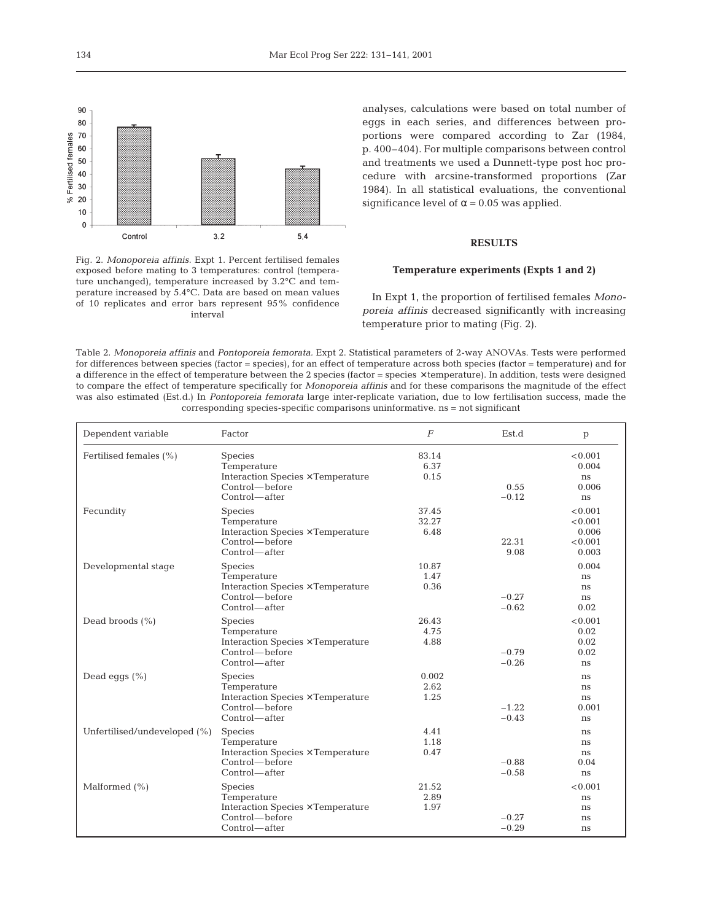Fig. 2. *Monoporeia affinis*. Expt 1. Percent fertilised females exposed before mating to 3 temperatures: control (temperature unchanged), temperature increased by 3.2°C and temperature increased by 5.4°C. Data are based on mean values of 10 replicates and error bars represent 95% confidence interval

analyses, calculations were based on total number of eggs in each series, and differences between proportions were compared according to Zar (1984, p. 400–404). For multiple comparisons between control and treatments we used a Dunnett-type post hoc procedure with arcsine-transformed proportions (Zar 1984). In all statistical evaluations, the conventional significance level of $\alpha = 0.05$ was applied.

## RESULTS

### Temperature experiments (Expts 1 and 2)

In Expt 1, the proportion of fertilised females *Monoporeia affinis* decreased significantly with increasing temperature prior to mating (Fig. 2).

Table 2. *Monoporeia affinis* and *Pontoporeia femorata*. Expt 2. Statistical parameters of 2-way ANOVAs. Tests were performed for differences between species (factor = species), for an effect of temperature across both species (factor = temperature) and for a difference in the effect of temperature between the 2 species (factor = species × temperature). In addition, tests were designed to compare the effect of temperature specifically for *Monoporeia affinis* and for these comparisons the magnitude of the effect was also estimated (Est.d.) In *Pontoporeia femorata* large inter-replicate variation, due to low fertilisation success, made the corresponding species-specific comparisons uninformative. ns = not significant

| Dependent variable | Factor | *F* | Est.d | p |
|---|---|---|---|---|
| Fertilised females (%) | Species | 83.14 | | <0.001 |
| | Temperature | 6.37 | | 0.004 |
| | Interaction Species × Temperature | 0.15 | | ns |
| | Control—before | | 0.55 | 0.006 |
| | Control—after | | −0.12 | ns |
| Fecundity | Species | 37.45 | | <0.001 |
| | Temperature | 32.27 | | <0.001 |
| | Interaction Species × Temperature | 6.48 | | 0.006 |
| | Control—before | | 22.31 | <0.001 |
| | Control—after | | 9.08 | 0.003 |
| Developmental stage | Species | 10.87 | | 0.004 |
| | Temperature | 1.47 | | ns |
| | Interaction Species × Temperature | 0.36 | | ns |
| | Control—before | | −0.27 | ns |
| | Control—after | | −0.62 | 0.02 |
| Dead broods (%) | Species | 26.43 | | <0.001 |
| | Temperature | 4.75 | | 0.02 |
| | Interaction Species × Temperature | 4.88 | | 0.02 |
| | Control—before | | −0.79 | 0.02 |
| | Control—after | | −0.26 | ns |
| Dead eggs (%) | Species | 0.002 | | ns |
| | Temperature | 2.62 | | ns |
| | Interaction Species × Temperature | 1.25 | | ns |
| | Control—before | | −1.22 | 0.001 |
| | Control—after | | −0.43 | ns |
| Unfertilised/undeveloped (%) | Species | 4.41 | | ns |
| | Temperature | 1.18 | | ns |
| | Interaction Species × Temperature | 0.47 | | ns |
| | Control—before | | −0.88 | 0.04 |
| | Control—after | | −0.58 | ns |
| Malformed (%) | Species | 21.52 | | <0.001 |
| | Temperature | 2.89 | | ns |
| | Interaction Species × Temperature | 1.97 | | ns |
| | Control—before | | −0.27 | ns |
| | Control—after | | −0.29 | ns |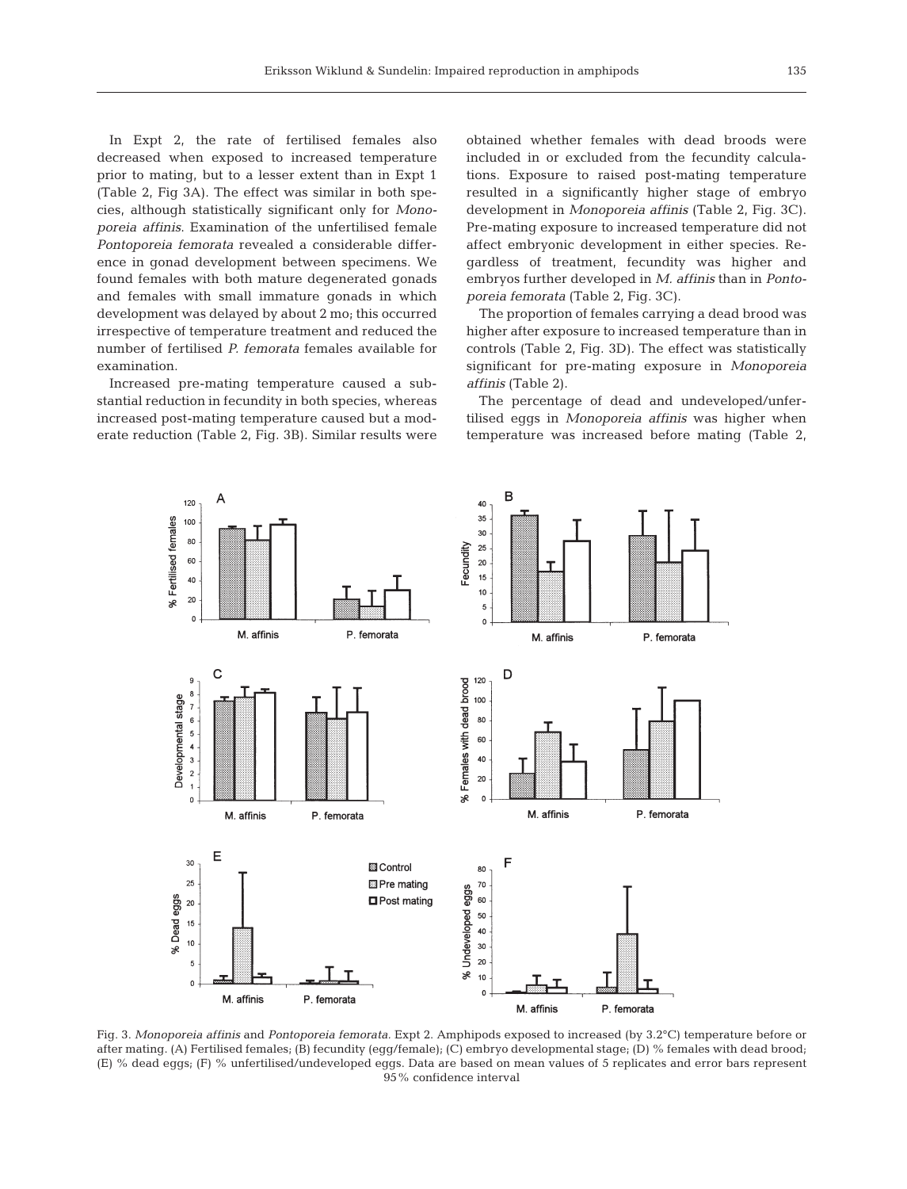In Expt 2, the rate of fertilised females also decreased when exposed to increased temperature prior to mating, but to a lesser extent than in Expt 1 (Table 2, Fig 3A). The effect was similar in both species, although statistically significant only for *Monoporeia affinis*. Examination of the unfertilised female *Pontoporeia femorata* revealed a considerable difference in gonad development between specimens. We found females with both mature degenerated gonads and females with small immature gonads in which development was delayed by about 2 mo; this occurred irrespective of temperature treatment and reduced the number of fertilised *P. femorata* females available for examination.

Increased pre-mating temperature caused a substantial reduction in fecundity in both species, whereas increased post-mating temperature caused but a moderate reduction (Table 2, Fig. 3B). Similar results were obtained whether females with dead broods were included in or excluded from the fecundity calculations. Exposure to raised post-mating temperature resulted in a significantly higher stage of embryo development in *Monoporeia affinis* (Table 2, Fig. 3C). Pre-mating exposure to increased temperature did not affect embryonic development in either species. Regardless of treatment, fecundity was higher and embryos further developed in *M. affinis* than in *Pontoporeia femorata* (Table 2, Fig. 3C).

The proportion of females carrying a dead brood was higher after exposure to increased temperature than in controls (Table 2, Fig. 3D). The effect was statistically significant for pre-mating exposure in *Monoporeia affinis* (Table 2).

The percentage of dead and undeveloped/unfertilised eggs in *Monoporeia affinis* was higher when temperature was increased before mating (Table 2,

Fig. 3. *Monoporeia affinis* and *Pontoporeia femorata*. Expt 2. Amphipods exposed to increased (by 3.2°C) temperature before or after mating. (A) Fertilised females; (B) fecundity (egg/female); (C) embryo developmental stage; (D) % females with dead brood; (E) % dead eggs; (F) % unfertilised/undeveloped eggs. Data are based on mean values of 5 replicates and error bars represent 95% confidence interval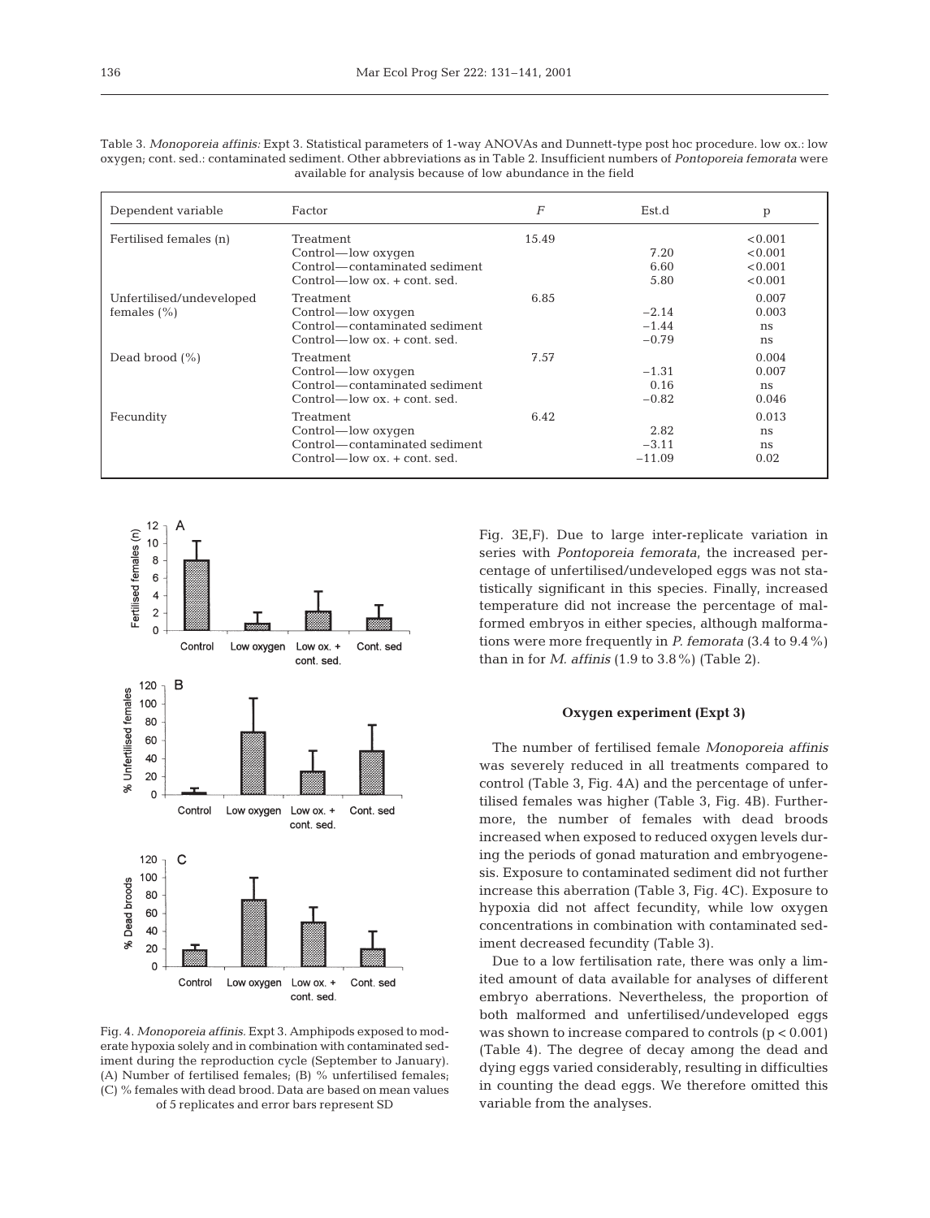Table 3. *Monoporeia affinis:* Expt 3. Statistical parameters of 1-way ANOVAs and Dunnett-type post hoc procedure. low ox.: low oxygen; cont. sed.: contaminated sediment. Other abbreviations as in Table 2. Insufficient numbers of *Pontoporeia femorata* were available for analysis because of low abundance in the field

| Dependent variable | Factor | *F* | Est.d | p |
|---|---|---|---|---|
| Fertilised females (n) | Treatment | 15.49 | | <0.001 |
| | Control—low oxygen | | 7.20 | <0.001 |
| | Control—contaminated sediment | | 6.60 | <0.001 |
| | Control—low ox. + cont. sed. | | 5.80 | <0.001 |
| Unfertilised/undeveloped females (%) | Treatment | 6.85 | | 0.007 |
| | Control—low oxygen | | −2.14 | 0.003 |
| | Control—contaminated sediment | | −1.44 | ns |
| | Control—low ox. + cont. sed. | | −0.79 | ns |
| Dead brood (%) | Treatment | 7.57 | | 0.004 |
| | Control—low oxygen | | −1.31 | 0.007 |
| | Control—contaminated sediment | | 0.16 | ns |
| | Control—low ox. + cont. sed. | | −0.82 | 0.046 |
| Fecundity | Treatment | 6.42 | | 0.013 |
| | Control—low oxygen | | 2.82 | ns |
| | Control—contaminated sediment | | −3.11 | ns |
| | Control—low ox. + cont. sed. | | −11.09 | 0.02 |

Fig. 4. *Monoporeia affinis.* Expt 3. Amphipods exposed to moderate hypoxia solely and in combination with contaminated sediment during the reproduction cycle (September to January). (A) Number of fertilised females; (B) % unfertilised females; (C) % females with dead brood. Data are based on mean values of 5 replicates and error bars represent SD

Fig. 3E,F). Due to large inter-replicate variation in series with *Pontoporeia femorata*, the increased percentage of unfertilised/undeveloped eggs was not statistically significant in this species. Finally, increased temperature did not increase the percentage of malformed embryos in either species, although malformations were more frequently in *P. femorata* (3.4 to 9.4%) than in for *M. affinis* (1.9 to 3.8%) (Table 2).

### Oxygen experiment (Expt 3)

The number of fertilised female *Monoporeia affinis* was severely reduced in all treatments compared to control (Table 3, Fig. 4A) and the percentage of unfertilised females was higher (Table 3, Fig. 4B). Furthermore, the number of females with dead broods increased when exposed to reduced oxygen levels during the periods of gonad maturation and embryogenesis. Exposure to contaminated sediment did not further increase this aberration (Table 3, Fig. 4C). Exposure to hypoxia did not affect fecundity, while low oxygen concentrations in combination with contaminated sediment decreased fecundity (Table 3).

Due to a low fertilisation rate, there was only a limited amount of data available for analyses of different embryo aberrations. Nevertheless, the proportion of both malformed and unfertilised/undeveloped eggs was shown to increase compared to controls ($p < 0.001$) (Table 4). The degree of decay among the dead and dying eggs varied considerably, resulting in difficulties in counting the dead eggs. We therefore omitted this variable from the analyses.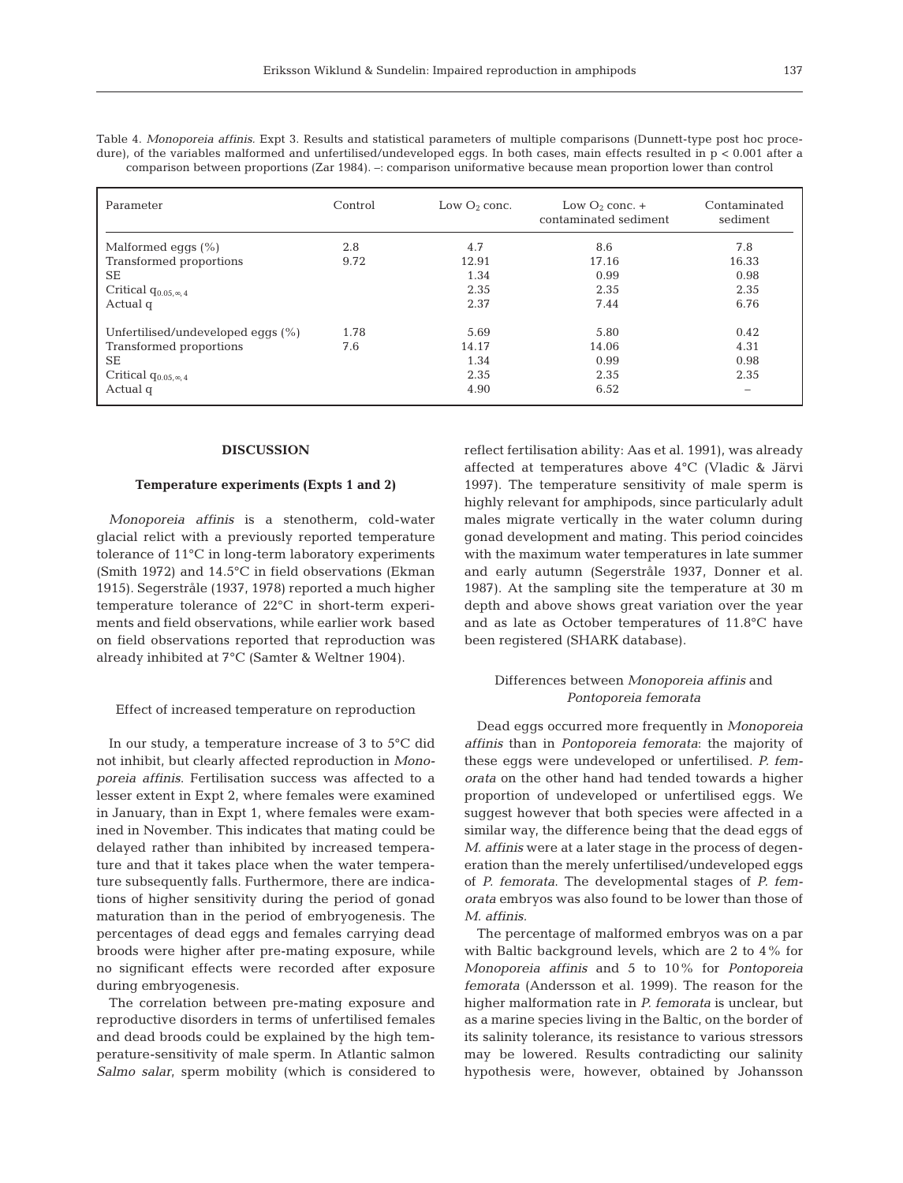Table 4. *Monoporeia affinis*. Expt 3. Results and statistical parameters of multiple comparisons (Dunnett-type post hoc procedure), of the variables malformed and unfertilised/undeveloped eggs. In both cases, main effects resulted in $p < 0.001$ after a comparison between proportions (Zar 1984). –: comparison uniformative because mean proportion lower than control

| Parameter | Control | Low $O_2$ conc. | Low $O_2$ conc. + contaminated sediment | Contaminated sediment |
|---|---|---|---|---|
| Malformed eggs (%) | 2.8 | 4.7 | 8.6 | 7.8 |
| Transformed proportions | 9.72 | 12.91 | 17.16 | 16.33 |
| SE | | 1.34 | 0.99 | 0.98 |
| Critical $q_{0.05,\infty,4}$ | | 2.35 | 2.35 | 2.35 |
| Actual q | | 2.37 | 7.44 | 6.76 |
| Unfertilised/undeveloped eggs (%) | 1.78 | 5.69 | 5.80 | 0.42 |
| Transformed proportions | 7.6 | 14.17 | 14.06 | 4.31 |
| SE | | 1.34 | 0.99 | 0.98 |
| Critical $q_{0.05,\infty,4}$ | | 2.35 | 2.35 | 2.35 |
| Actual q | | 4.90 | 6.52 | – |

## DISCUSSION

### Temperature experiments (Expts 1 and 2)

*Monoporeia affinis* is a stenotherm, cold-water glacial relict with a previously reported temperature tolerance of 11°C in long-term laboratory experiments (Smith 1972) and 14.5°C in field observations (Ekman 1915). Segerstråle (1937, 1978) reported a much higher temperature tolerance of 22°C in short-term experiments and field observations, while earlier work based on field observations reported that reproduction was already inhibited at 7°C (Samter & Weltner 1904).

#### Effect of increased temperature on reproduction

In our study, a temperature increase of 3 to 5°C did not inhibit, but clearly affected reproduction in *Monoporeia affinis*. Fertilisation success was affected to a lesser extent in Expt 2, where females were examined in January, than in Expt 1, where females were examined in November. This indicates that mating could be delayed rather than inhibited by increased temperature and that it takes place when the water temperature subsequently falls. Furthermore, there are indications of higher sensitivity during the period of gonad maturation than in the period of embryogenesis. The percentages of dead eggs and females carrying dead broods were higher after pre-mating exposure, while no significant effects were recorded after exposure during embryogenesis.

The correlation between pre-mating exposure and reproductive disorders in terms of unfertilised females and dead broods could be explained by the high temperature-sensitivity of male sperm. In Atlantic salmon *Salmo salar*, sperm mobility (which is considered to reflect fertilisation ability: Aas et al. 1991), was already affected at temperatures above 4°C (Vladic & Järvi 1997). The temperature sensitivity of male sperm is highly relevant for amphipods, since particularly adult males migrate vertically in the water column during gonad development and mating. This period coincides with the maximum water temperatures in late summer and early autumn (Segerstråle 1937, Donner et al. 1987). At the sampling site the temperature at 30 m depth and above shows great variation over the year and as late as October temperatures of 11.8°C have been registered (SHARK database).

#### Differences between *Monoporeia affinis* and *Pontoporeia femorata*

Dead eggs occurred more frequently in *Monoporeia affinis* than in *Pontoporeia femorata*: the majority of these eggs were undeveloped or unfertilised. *P. femorata* on the other hand had tended towards a higher proportion of undeveloped or unfertilised eggs. We suggest however that both species were affected in a similar way, the difference being that the dead eggs of *M. affinis* were at a later stage in the process of degeneration than the merely unfertilised/undeveloped eggs of *P. femorata*. The developmental stages of *P. femorata* embryos was also found to be lower than those of *M. affinis*.

The percentage of malformed embryos was on a par with Baltic background levels, which are 2 to 4% for *Monoporeia affinis* and 5 to 10% for *Pontoporeia femorata* (Andersson et al. 1999). The reason for the higher malformation rate in *P. femorata* is unclear, but as a marine species living in the Baltic, on the border of its salinity tolerance, its resistance to various stressors may be lowered. Results contradicting our salinity hypothesis were, however, obtained by Johansson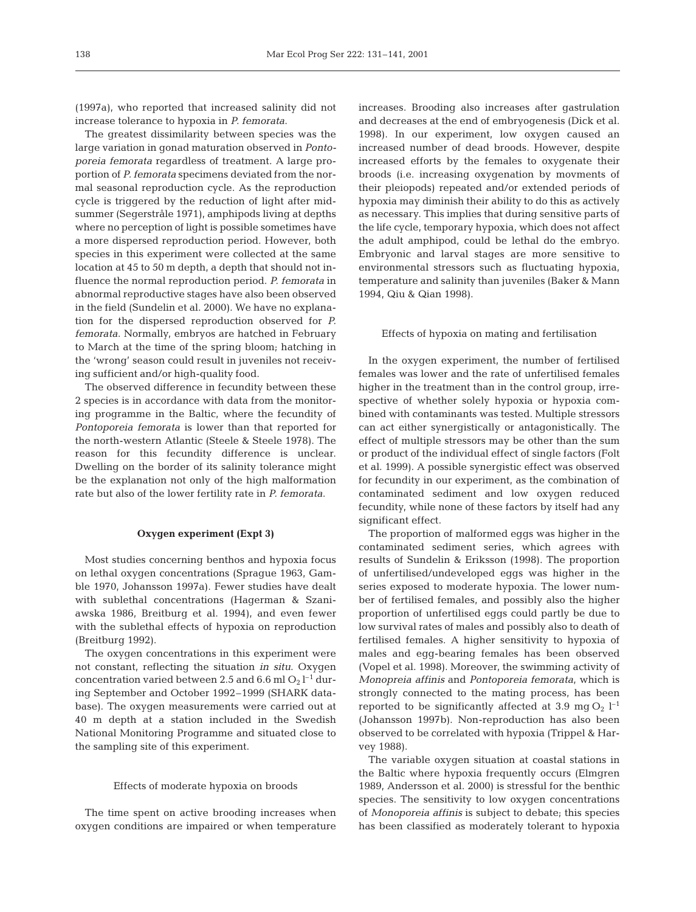(1997a), who reported that increased salinity did not increase tolerance to hypoxia in *P. femorata*.

The greatest dissimilarity between species was the large variation in gonad maturation observed in *Pontoporeia femorata* regardless of treatment. A large proportion of *P. femorata* specimens deviated from the normal seasonal reproduction cycle. As the reproduction cycle is triggered by the reduction of light after midsummer (Segerstråle 1971), amphipods living at depths where no perception of light is possible sometimes have a more dispersed reproduction period. However, both species in this experiment were collected at the same location at 45 to 50 m depth, a depth that should not influence the normal reproduction period. *P. femorata* in abnormal reproductive stages have also been observed in the field (Sundelin et al. 2000). We have no explanation for the dispersed reproduction observed for *P. femorata*. Normally, embryos are hatched in February to March at the time of the spring bloom; hatching in the 'wrong' season could result in juveniles not receiving sufficient and/or high-quality food.

The observed difference in fecundity between these 2 species is in accordance with data from the monitoring programme in the Baltic, where the fecundity of *Pontoporeia femorata* is lower than that reported for the north-western Atlantic (Steele & Steele 1978). The reason for this fecundity difference is unclear. Dwelling on the border of its salinity tolerance might be the explanation not only of the high malformation rate but also of the lower fertility rate in *P. femorata*.

## Oxygen experiment (Expt 3)

Most studies concerning benthos and hypoxia focus on lethal oxygen concentrations (Sprague 1963, Gamble 1970, Johansson 1997a). Fewer studies have dealt with sublethal concentrations (Hagerman & Szaniawska 1986, Breitburg et al. 1994), and even fewer with the sublethal effects of hypoxia on reproduction (Breitburg 1992).

The oxygen concentrations in this experiment were not constant, reflecting the situation *in situ*. Oxygen concentration varied between 2.5 and 6.6 ml $O_2$ $l^{-1}$ during September and October 1992–1999 (SHARK database). The oxygen measurements were carried out at 40 m depth at a station included in the Swedish National Monitoring Programme and situated close to the sampling site of this experiment.

### Effects of moderate hypoxia on broods

The time spent on active brooding increases when oxygen conditions are impaired or when temperature increases. Brooding also increases after gastrulation and decreases at the end of embryogenesis (Dick et al. 1998). In our experiment, low oxygen caused an increased number of dead broods. However, despite increased efforts by the females to oxygenate their broods (i.e. increasing oxygenation by movments of their pleiopods) repeated and/or extended periods of hypoxia may diminish their ability to do this as actively as necessary. This implies that during sensitive parts of the life cycle, temporary hypoxia, which does not affect the adult amphipod, could be lethal do the embryo. Embryonic and larval stages are more sensitive to environmental stressors such as fluctuating hypoxia, temperature and salinity than juveniles (Baker & Mann 1994, Qiu & Qian 1998).

### Effects of hypoxia on mating and fertilisation

In the oxygen experiment, the number of fertilised females was lower and the rate of unfertilised females higher in the treatment than in the control group, irrespective of whether solely hypoxia or hypoxia combined with contaminants was tested. Multiple stressors can act either synergistically or antagonistically. The effect of multiple stressors may be other than the sum or product of the individual effect of single factors (Folt et al. 1999). A possible synergistic effect was observed for fecundity in our experiment, as the combination of contaminated sediment and low oxygen reduced fecundity, while none of these factors by itself had any significant effect.

The proportion of malformed eggs was higher in the contaminated sediment series, which agrees with results of Sundelin & Eriksson (1998). The proportion of unfertilised/undeveloped eggs was higher in the series exposed to moderate hypoxia. The lower number of fertilised females, and possibly also the higher proportion of unfertilised eggs could partly be due to low survival rates of males and possibly also to death of fertilised females. A higher sensitivity to hypoxia of males and egg-bearing females has been observed (Vopel et al. 1998). Moreover, the swimming activity of *Monopreia affinis* and *Pontoporeia femorata*, which is strongly connected to the mating process, has been reported to be significantly affected at 3.9 mg $O_2$ $l^{-1}$ (Johansson 1997b). Non-reproduction has also been observed to be correlated with hypoxia (Trippel & Harvey 1988).

The variable oxygen situation at coastal stations in the Baltic where hypoxia frequently occurs (Elmgren 1989, Andersson et al. 2000) is stressful for the benthic species. The sensitivity to low oxygen concentrations of *Monoporeia affinis* is subject to debate; this species has been classified as moderately tolerant to hypoxia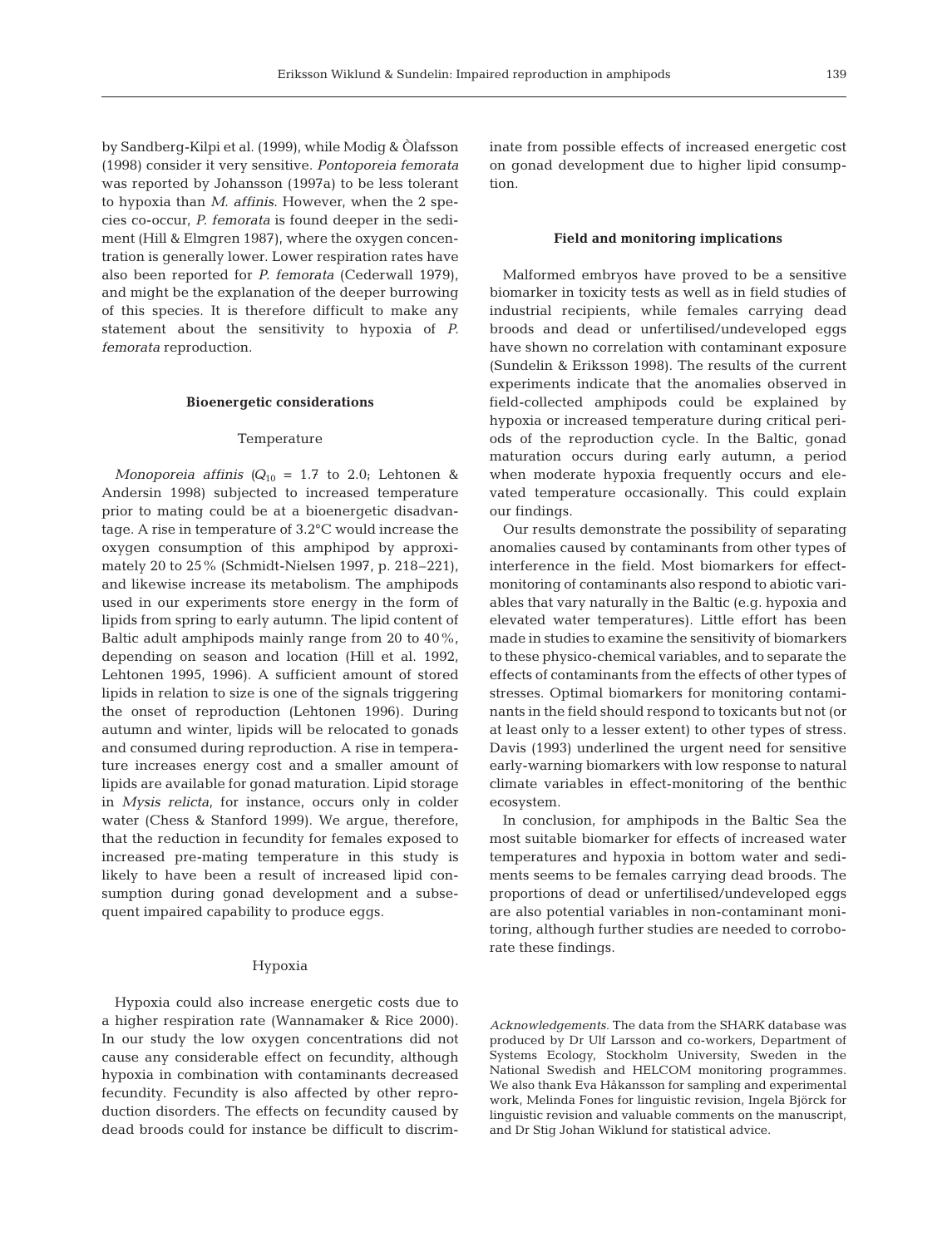by Sandberg-Kilpi et al. (1999), while Modig & Òlafsson (1998) consider it very sensitive. *Pontoporeia femorata* was reported by Johansson (1997a) to be less tolerant to hypoxia than *M. affinis*. However, when the 2 species co-occur, *P. femorata* is found deeper in the sediment (Hill & Elmgren 1987), where the oxygen concentration is generally lower. Lower respiration rates have also been reported for *P. femorata* (Cederwall 1979), and might be the explanation of the deeper burrowing of this species. It is therefore difficult to make any statement about the sensitivity to hypoxia of *P. femorata* reproduction.

### Bioenergetic considerations

#### Temperature

*Monoporeia affinis* ($Q_{10}$ = 1.7 to 2.0; Lehtonen & Andersin 1998) subjected to increased temperature prior to mating could be at a bioenergetic disadvantage. A rise in temperature of 3.2°C would increase the oxygen consumption of this amphipod by approximately 20 to 25% (Schmidt-Nielsen 1997, p. 218–221), and likewise increase its metabolism. The amphipods used in our experiments store energy in the form of lipids from spring to early autumn. The lipid content of Baltic adult amphipods mainly range from 20 to 40%, depending on season and location (Hill et al. 1992, Lehtonen 1995, 1996). A sufficient amount of stored lipids in relation to size is one of the signals triggering the onset of reproduction (Lehtonen 1996). During autumn and winter, lipids will be relocated to gonads and consumed during reproduction. A rise in temperature increases energy cost and a smaller amount of lipids are available for gonad maturation. Lipid storage in *Mysis relicta*, for instance, occurs only in colder water (Chess & Stanford 1999). We argue, therefore, that the reduction in fecundity for females exposed to increased pre-mating temperature in this study is likely to have been a result of increased lipid consumption during gonad development and a subsequent impaired capability to produce eggs.

#### Hypoxia

Hypoxia could also increase energetic costs due to a higher respiration rate (Wannamaker & Rice 2000). In our study the low oxygen concentrations did not cause any considerable effect on fecundity, although hypoxia in combination with contaminants decreased fecundity. Fecundity is also affected by other reproduction disorders. The effects on fecundity caused by dead broods could for instance be difficult to discriminate from possible effects of increased energetic cost on gonad development due to higher lipid consumption.

### Field and monitoring implications

Malformed embryos have proved to be a sensitive biomarker in toxicity tests as well as in field studies of industrial recipients, while females carrying dead broods and dead or unfertilised/undeveloped eggs have shown no correlation with contaminant exposure (Sundelin & Eriksson 1998). The results of the current experiments indicate that the anomalies observed in field-collected amphipods could be explained by hypoxia or increased temperature during critical periods of the reproduction cycle. In the Baltic, gonad maturation occurs during early autumn, a period when moderate hypoxia frequently occurs and elevated temperature occasionally. This could explain our findings.

Our results demonstrate the possibility of separating anomalies caused by contaminants from other types of interference in the field. Most biomarkers for effect-monitoring of contaminants also respond to abiotic variables that vary naturally in the Baltic (e.g. hypoxia and elevated water temperatures). Little effort has been made in studies to examine the sensitivity of biomarkers to these physico-chemical variables, and to separate the effects of contaminants from the effects of other types of stresses. Optimal biomarkers for monitoring contaminants in the field should respond to toxicants but not (or at least only to a lesser extent) to other types of stress. Davis (1993) underlined the urgent need for sensitive early-warning biomarkers with low response to natural climate variables in effect-monitoring of the benthic ecosystem.

In conclusion, for amphipods in the Baltic Sea the most suitable biomarker for effects of increased water temperatures and hypoxia in bottom water and sediments seems to be females carrying dead broods. The proportions of dead or unfertilised/undeveloped eggs are also potential variables in non-contaminant monitoring, although further studies are needed to corroborate these findings.

*Acknowledgements.* The data from the SHARK database was produced by Dr Ulf Larsson and co-workers, Department of Systems Ecology, Stockholm University, Sweden in the National Swedish and HELCOM monitoring programmes. We also thank Eva Håkansson for sampling and experimental work, Melinda Fones for linguistic revision, Ingela Björck for linguistic revision and valuable comments on the manuscript, and Dr Stig Johan Wiklund for statistical advice.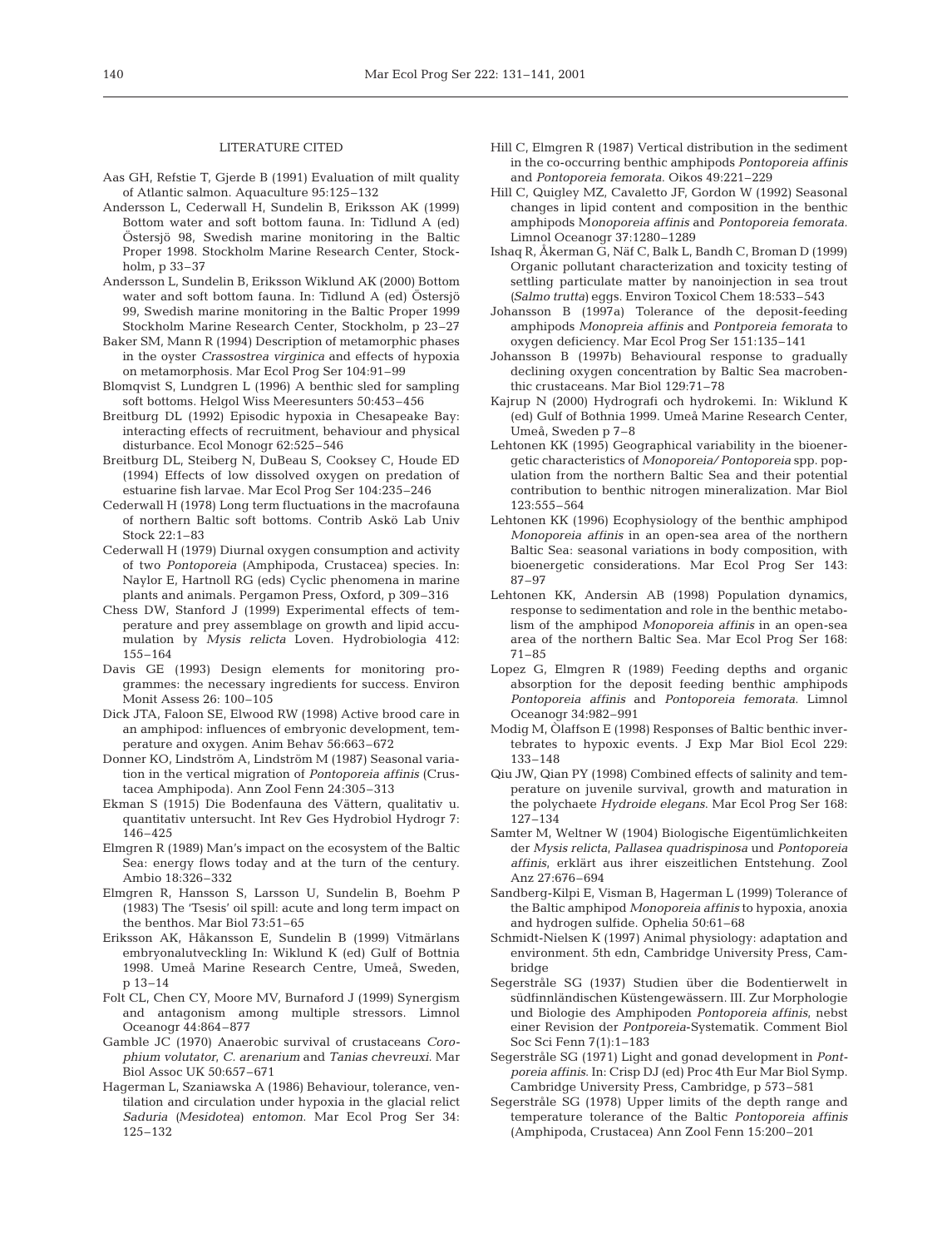## LITERATURE CITED

Aas GH, Refstie T, Gjerde B (1991) Evaluation of milt quality of Atlantic salmon. Aquaculture 95:125–132

Andersson L, Cederwall H, Sundelin B, Eriksson AK (1999) Bottom water and soft bottom fauna. In: Tidlund A (ed) Östersjö 98, Swedish marine monitoring in the Baltic Proper 1998. Stockholm Marine Research Center, Stockholm, p 33–37

Andersson L, Sundelin B, Eriksson Wiklund AK (2000) Bottom water and soft bottom fauna. In: Tidlund A (ed) Östersjö 99, Swedish marine monitoring in the Baltic Proper 1999 Stockholm Marine Research Center, Stockholm, p 23–27

Baker SM, Mann R (1994) Description of metamorphic phases in the oyster *Crassostrea virginica* and effects of hypoxia on metamorphosis. Mar Ecol Prog Ser 104:91–99

Blomqvist S, Lundgren L (1996) A benthic sled for sampling soft bottoms. Helgol Wiss Meeresunters 50:453–456

Breitburg DL (1992) Episodic hypoxia in Chesapeake Bay: interacting effects of recruitment, behaviour and physical disturbance. Ecol Monogr 62:525–546

Breitburg DL, Steiberg N, DuBeau S, Cooksey C, Houde ED (1994) Effects of low dissolved oxygen on predation of estuarine fish larvae. Mar Ecol Prog Ser 104:235–246

Cederwall H (1978) Long term fluctuations in the macrofauna of northern Baltic soft bottoms. Contrib Askö Lab Univ Stock 22:1–83

Cederwall H (1979) Diurnal oxygen consumption and activity of two *Pontoporeia* (Amphipoda, Crustacea) species. In: Naylor E, Hartnoll RG (eds) Cyclic phenomena in marine plants and animals. Pergamon Press, Oxford, p 309–316

Chess DW, Stanford J (1999) Experimental effects of temperature and prey assemblage on growth and lipid accumulation by *Mysis relicta* Loven. Hydrobiologia 412: 155–164

Davis GE (1993) Design elements for monitoring programmes: the necessary ingredients for success. Environ Monit Assess 26: 100–105

Dick JTA, Faloon SE, Elwood RW (1998) Active brood care in an amphipod: influences of embryonic development, temperature and oxygen. Anim Behav 56:663–672

Donner KO, Lindström A, Lindström M (1987) Seasonal variation in the vertical migration of *Pontoporeia affinis* (Crustacea Amphipoda). Ann Zool Fenn 24:305–313

Ekman S (1915) Die Bodenfauna des Vättern, qualitativ u. quantitativ untersucht. Int Rev Ges Hydrobiol Hydrogr 7: 146–425

Elmgren R (1989) Man's impact on the ecosystem of the Baltic Sea: energy flows today and at the turn of the century. Ambio 18:326–332

Elmgren R, Hansson S, Larsson U, Sundelin B, Boehm P (1983) The 'Tsesis' oil spill: acute and long term impact on the benthos. Mar Biol 73:51–65

Eriksson AK, Håkansson E, Sundelin B (1999) Vitmärlans embryonalutveckling In: Wiklund K (ed) Gulf of Bottnia 1998. Umeå Marine Research Centre, Umeå, Sweden, p 13–14

Folt CL, Chen CY, Moore MV, Burnaford J (1999) Synergism and antagonism among multiple stressors. Limnol Oceanogr 44:864–877

Gamble JC (1970) Anaerobic survival of crustaceans *Corophium volutator*, *C. arenarium* and *Tanias chevreuxi*. Mar Biol Assoc UK 50:657–671

Hagerman L, Szaniawska A (1986) Behaviour, tolerance, ventilation and circulation under hypoxia in the glacial relict *Saduria* (*Mesidotea*) *entomon*. Mar Ecol Prog Ser 34: 125–132

Hill C, Elmgren R (1987) Vertical distribution in the sediment in the co-occurring benthic amphipods *Pontoporeia affinis* and *Pontoporeia femorata*. Oikos 49:221–229

Hill C, Quigley MZ, Cavaletto JF, Gordon W (1992) Seasonal changes in lipid content and composition in the benthic amphipods M*onoporeia affinis* and *Pontoporeia femorata*. Limnol Oceanogr 37:1280–1289

Ishaq R, Åkerman G, Näf C, Balk L, Bandh C, Broman D (1999) Organic pollutant characterization and toxicity testing of settling particulate matter by nanoinjection in sea trout (*Salmo trutta*) eggs. Environ Toxicol Chem 18:533–543

Johansson B (1997a) Tolerance of the deposit-feeding amphipods *Monopreia affinis* and *Pontporeia femorata* to oxygen deficiency. Mar Ecol Prog Ser 151:135–141

Johansson B (1997b) Behavioural response to gradually declining oxygen concentration by Baltic Sea macrobenthic crustaceans. Mar Biol 129:71–78

Kajrup N (2000) Hydrografi och hydrokemi. In: Wiklund K (ed) Gulf of Bothnia 1999. Umeå Marine Research Center, Umeå, Sweden p 7–8

Lehtonen KK (1995) Geographical variability in the bioenergetic characteristics of *Monoporeia/Pontoporeia* spp. population from the northern Baltic Sea and their potential contribution to benthic nitrogen mineralization. Mar Biol 123:555–564

Lehtonen KK (1996) Ecophysiology of the benthic amphipod *Monoporeia affinis* in an open-sea area of the northern Baltic Sea: seasonal variations in body composition, with bioenergetic considerations. Mar Ecol Prog Ser 143: 87–97

Lehtonen KK, Andersin AB (1998) Population dynamics, response to sedimentation and role in the benthic metabolism of the amphipod *Monoporeia affinis* in an open-sea area of the northern Baltic Sea. Mar Ecol Prog Ser 168: 71–85

Lopez G, Elmgren R (1989) Feeding depths and organic absorption for the deposit feeding benthic amphipods *Pontoporeia affinis* and *Pontoporeia femorata*. Limnol Oceanogr 34:982–991

Modig M, Òlaffson E (1998) Responses of Baltic benthic invertebrates to hypoxic events. J Exp Mar Biol Ecol 229: 133–148

Qiu JW, Qian PY (1998) Combined effects of salinity and temperature on juvenile survival, growth and maturation in the polychaete *Hydroide elegans*. Mar Ecol Prog Ser 168: 127–134

Samter M, Weltner W (1904) Biologische Eigentümlichkeiten der *Mysis relicta*, *Pallasea quadrispinosa* und *Pontoporeia affinis*, erklärt aus ihrer eiszeitlichen Entstehung. Zool Anz 27:676–694

Sandberg-Kilpi E, Visman B, Hagerman L (1999) Tolerance of the Baltic amphipod *Monoporeia affinis* to hypoxia, anoxia and hydrogen sulfide. Ophelia 50:61–68

Schmidt-Nielsen K (1997) Animal physiology: adaptation and environment. 5th edn, Cambridge University Press, Cambridge

Segerstråle SG (1937) Studien über die Bodentierwelt in südfinnländischen Küstengewässern. III. Zur Morphologie und Biologie des Amphipoden *Pontoporeia affinis*, nebst einer Revision der *Pontporeia*-Systematik. Comment Biol Soc Sci Fenn 7(1):1–183

Segerstråle SG (1971) Light and gonad development in *Pontporeia affinis*. In: Crisp DJ (ed) Proc 4th Eur Mar Biol Symp. Cambridge University Press, Cambridge, p 573–581

Segerstråle SG (1978) Upper limits of the depth range and temperature tolerance of the Baltic *Pontoporeia affinis* (Amphipoda, Crustacea) Ann Zool Fenn 15:200–201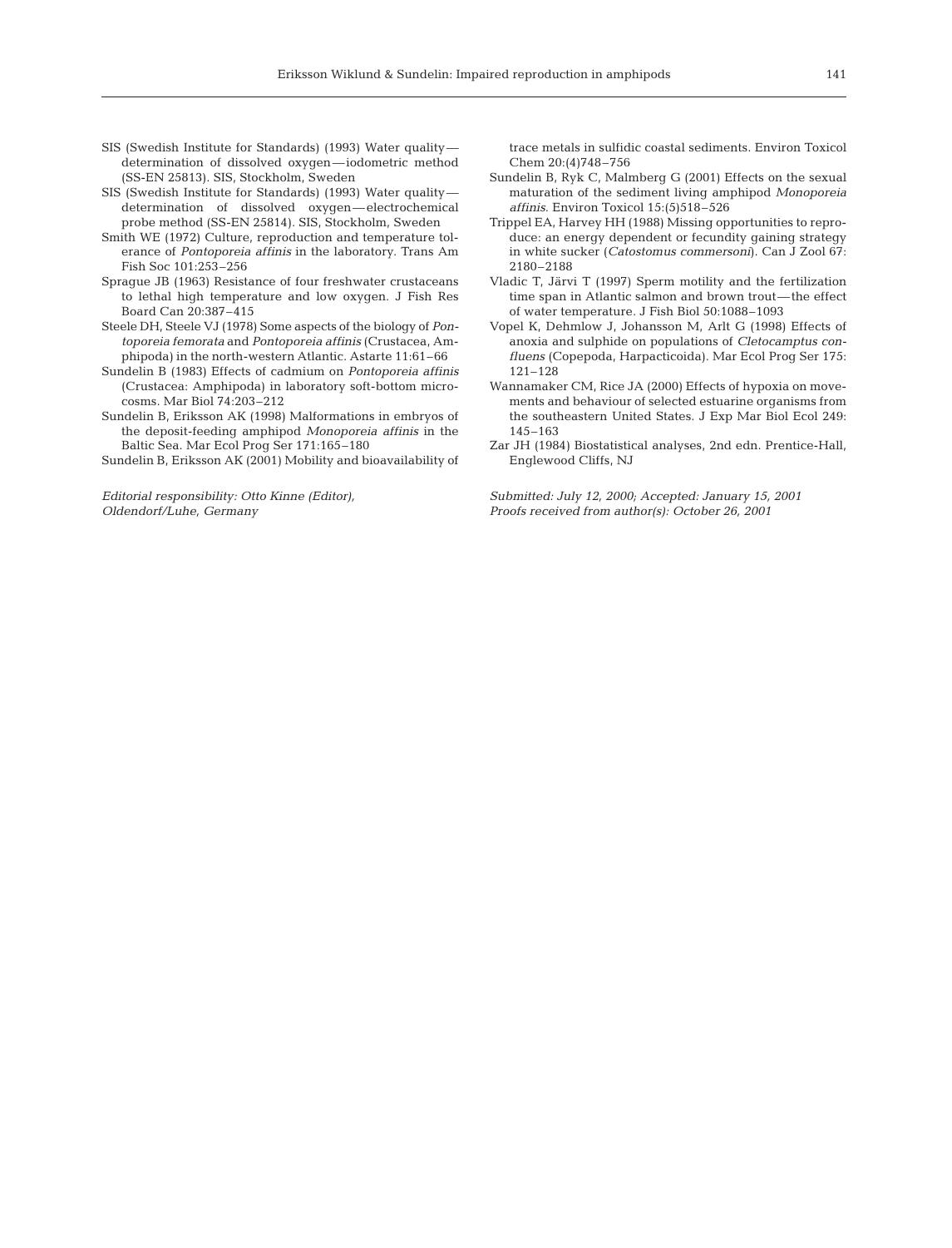SIS (Swedish Institute for Standards) (1993) Water quality—determination of dissolved oxygen—iodometric method (SS-EN 25813). SIS, Stockholm, Sweden

SIS (Swedish Institute for Standards) (1993) Water quality—determination of dissolved oxygen—electrochemical probe method (SS-EN 25814). SIS, Stockholm, Sweden

Smith WE (1972) Culture, reproduction and temperature tolerance of *Pontoporeia affinis* in the laboratory. Trans Am Fish Soc 101:253–256

Sprague JB (1963) Resistance of four freshwater crustaceans to lethal high temperature and low oxygen. J Fish Res Board Can 20:387–415

Steele DH, Steele VJ (1978) Some aspects of the biology of *Pontoporeia femorata* and *Pontoporeia affinis* (Crustacea, Amphipoda) in the north-western Atlantic. Astarte 11:61–66

Sundelin B (1983) Effects of cadmium on *Pontoporeia affinis* (Crustacea: Amphipoda) in laboratory soft-bottom microcosms. Mar Biol 74:203–212

Sundelin B, Eriksson AK (1998) Malformations in embryos of the deposit-feeding amphipod *Monoporeia affinis* in the Baltic Sea. Mar Ecol Prog Ser 171:165–180

Sundelin B, Eriksson AK (2001) Mobility and bioavailability of trace metals in sulfidic coastal sediments. Environ Toxicol Chem 20:(4)748–756

Sundelin B, Ryk C, Malmberg G (2001) Effects on the sexual maturation of the sediment living amphipod *Monoporeia affinis*. Environ Toxicol 15:(5)518–526

Trippel EA, Harvey HH (1988) Missing opportunities to reproduce: an energy dependent or fecundity gaining strategy in white sucker (*Catostomus commersoni*). Can J Zool 67: 2180–2188

Vladic T, Järvi T (1997) Sperm motility and the fertilization time span in Atlantic salmon and brown trout—the effect of water temperature. J Fish Biol 50:1088–1093

Vopel K, Dehmlow J, Johansson M, Arlt G (1998) Effects of anoxia and sulphide on populations of *Cletocamptus confluens* (Copepoda, Harpacticoida). Mar Ecol Prog Ser 175: 121–128

Wannamaker CM, Rice JA (2000) Effects of hypoxia on movements and behaviour of selected estuarine organisms from the southeastern United States. J Exp Mar Biol Ecol 249: 145–163

Zar JH (1984) Biostatistical analyses, 2nd edn. Prentice-Hall, Englewood Cliffs, NJ

*Editorial responsibility: Otto Kinne (Editor), Oldendorf/Luhe, Germany*

*Submitted: July 12, 2000; Accepted: January 15, 2001*
*Proofs received from author(s): October 26, 2001*